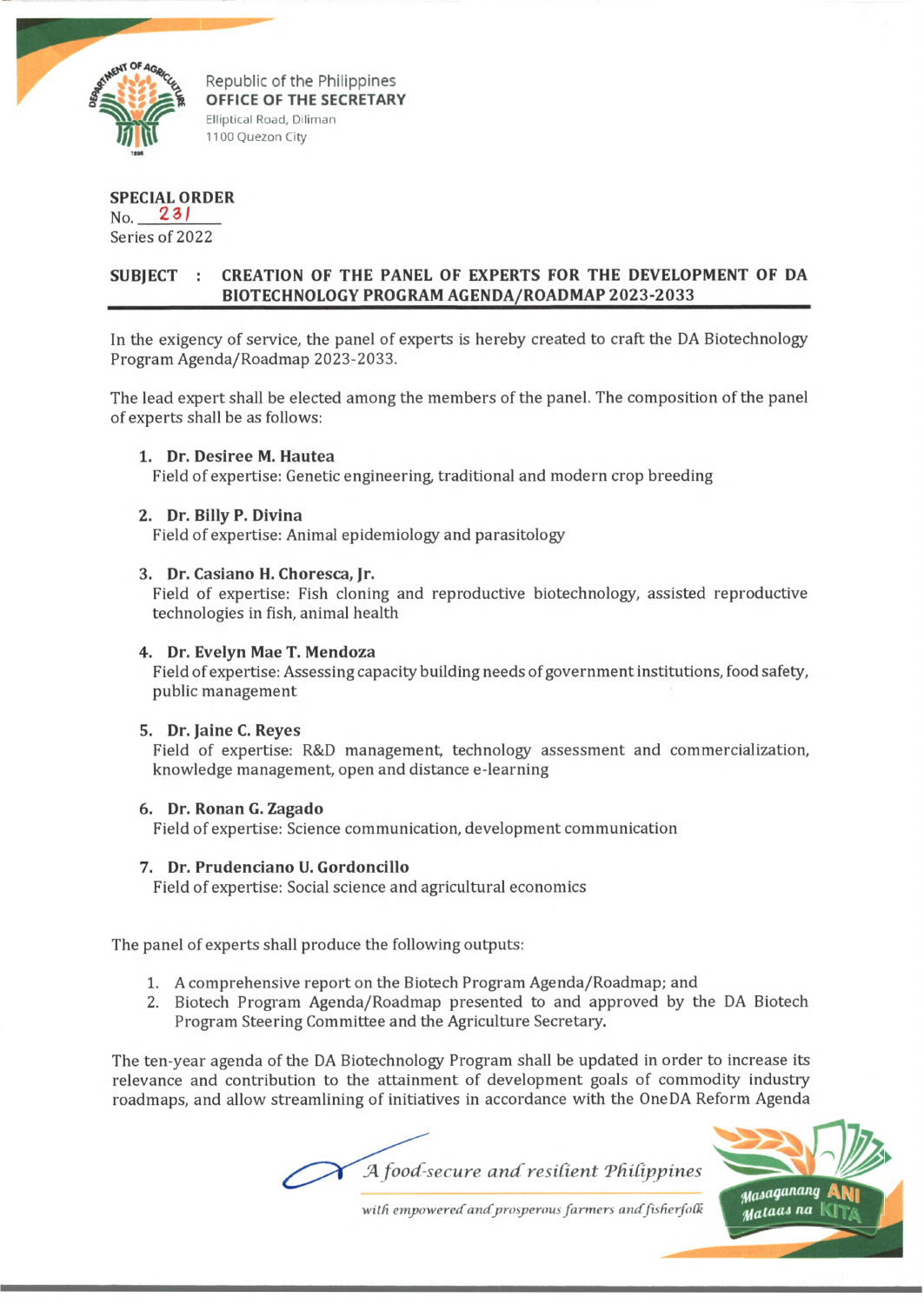Republic of the Philippines
**OFFICE OF THE SECRETARY**
Elliptical Road, Diliman
1100 Quezon City

**SPECIAL ORDER**
No. 231
Series of 2022

**SUBJECT : CREATION OF THE PANEL OF EXPERTS FOR THE DEVELOPMENT OF DA BIOTECHNOLOGY PROGRAM AGENDA/ROADMAP 2023-2033**

In the exigency of service, the panel of experts is hereby created to craft the DA Biotechnology Program Agenda/Roadmap 2023-2033.

The lead expert shall be elected among the members of the panel. The composition of the panel of experts shall be as follows:

1. **Dr. Desiree M. Hautea**
   Field of expertise: Genetic engineering, traditional and modern crop breeding

2. **Dr. Billy P. Divina**
   Field of expertise: Animal epidemiology and parasitology

3. **Dr. Casiano H. Choresca, Jr.**
   Field of expertise: Fish cloning and reproductive biotechnology, assisted reproductive technologies in fish, animal health

4. **Dr. Evelyn Mae T. Mendoza**
   Field of expertise: Assessing capacity building needs of government institutions, food safety, public management

5. **Dr. Jaine C. Reyes**
   Field of expertise: R&D management, technology assessment and commercialization, knowledge management, open and distance e-learning

6. **Dr. Ronan G. Zagado**
   Field of expertise: Science communication, development communication

7. **Dr. Prudenciano U. Gordoncillo**
   Field of expertise: Social science and agricultural economics

The panel of experts shall produce the following outputs:

1. A comprehensive report on the Biotech Program Agenda/Roadmap; and
2. Biotech Program Agenda/Roadmap presented to and approved by the DA Biotech Program Steering Committee and the Agriculture Secretary.

The ten-year agenda of the DA Biotechnology Program shall be updated in order to increase its relevance and contribution to the attainment of development goals of commodity industry roadmaps, and allow streamlining of initiatives in accordance with the OneDA Reform Agenda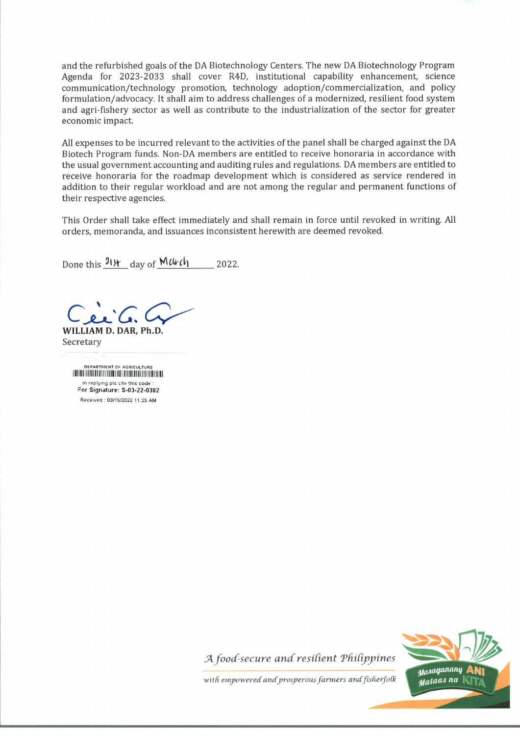and the refurbished goals of the DA Biotechnology Centers. The new DA Biotechnology Program Agenda for 2023-2033 shall cover R4D, institutional capability enhancement, science communication/technology promotion, technology adoption/commercialization, and policy formulation/advocacy. It shall aim to address challenges of a modernized, resilient food system and agri-fishery sector as well as contribute to the industrialization of the sector for greater economic impact.

All expenses to be incurred relevant to the activities of the panel shall be charged against the DA Biotech Program funds. Non-DA members are entitled to receive honoraria in accordance with the usual government accounting and auditing rules and regulations. DA members are entitled to receive honoraria for the roadmap development which is considered as service rendered in addition to their regular workload and are not among the regular and permanent functions of their respective agencies.

This Order shall take effect immediately and shall remain in force until revoked in writing. All orders, memoranda, and issuances inconsistent herewith are deemed revoked.

Done this 21st day of March 2022.

**WILLIAM D. DAR, Ph.D.**
Secretary

DEPARTMENT OF AGRICULTURE
in replying pls cite this code :
**For Signature: S-03-22-0382**
Received : 03/15/2022 11:25 AM

*A food-secure and resilient Philippines*
*with empowered and prosperous farmers and fisherfolk*

Masaganang ANI Mataas na KITA